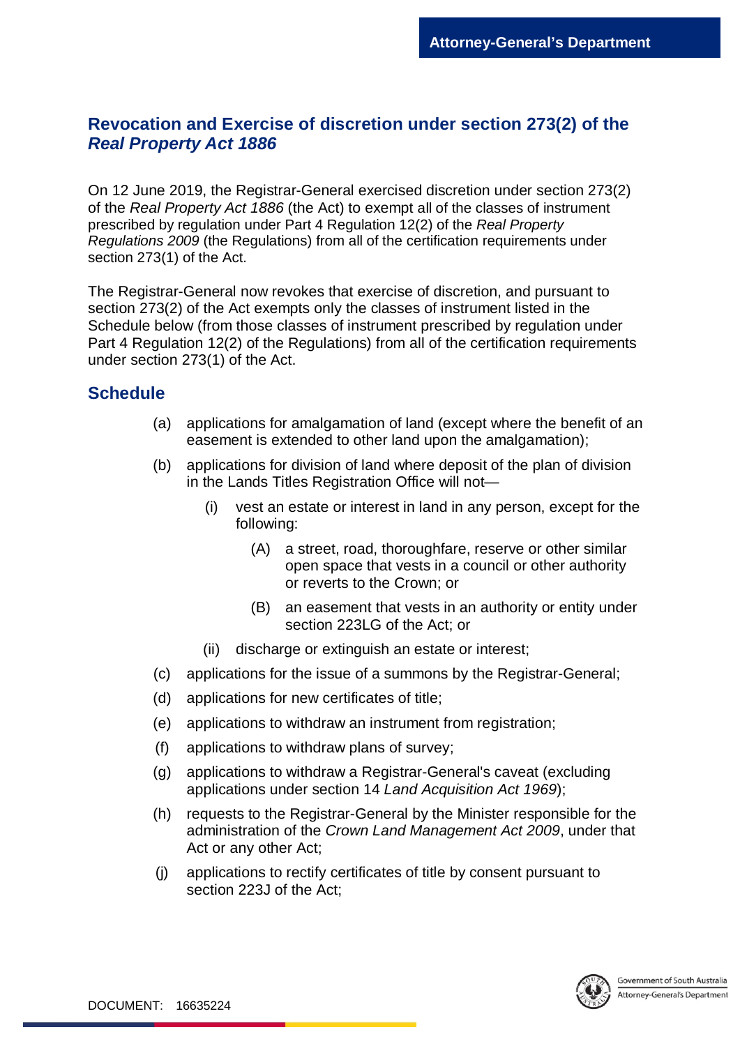# Revocation and Exercise of discretion under section 273(2) of the *Real Property Act 1886*

On 12 June 2019, the Registrar-General exercised discretion under section 273(2) of the *Real Property Act 1886* (the Act) to exempt all of the classes of instrument prescribed by regulation under Part 4 Regulation 12(2) of the *Real Property Regulations 2009* (the Regulations) from all of the certification requirements under section 273(1) of the Act.

The Registrar-General now revokes that exercise of discretion, and pursuant to section 273(2) of the Act exempts only the classes of instrument listed in the Schedule below (from those classes of instrument prescribed by regulation under Part 4 Regulation 12(2) of the Regulations) from all of the certification requirements under section 273(1) of the Act.

## Schedule

(a) applications for amalgamation of land (except where the benefit of an easement is extended to other land upon the amalgamation);

(b) applications for division of land where deposit of the plan of division in the Lands Titles Registration Office will not—

  (i) vest an estate or interest in land in any person, except for the following:

    (A) a street, road, thoroughfare, reserve or other similar open space that vests in a council or other authority or reverts to the Crown; or

    (B) an easement that vests in an authority or entity under section 223LG of the Act; or

  (ii) discharge or extinguish an estate or interest;

(c) applications for the issue of a summons by the Registrar-General;

(d) applications for new certificates of title;

(e) applications to withdraw an instrument from registration;

(f) applications to withdraw plans of survey;

(g) applications to withdraw a Registrar-General's caveat (excluding applications under section 14 *Land Acquisition Act 1969*);

(h) requests to the Registrar-General by the Minister responsible for the administration of the *Crown Land Management Act 2009*, under that Act or any other Act;

(j) applications to rectify certificates of title by consent pursuant to section 223J of the Act;

DOCUMENT: 16635224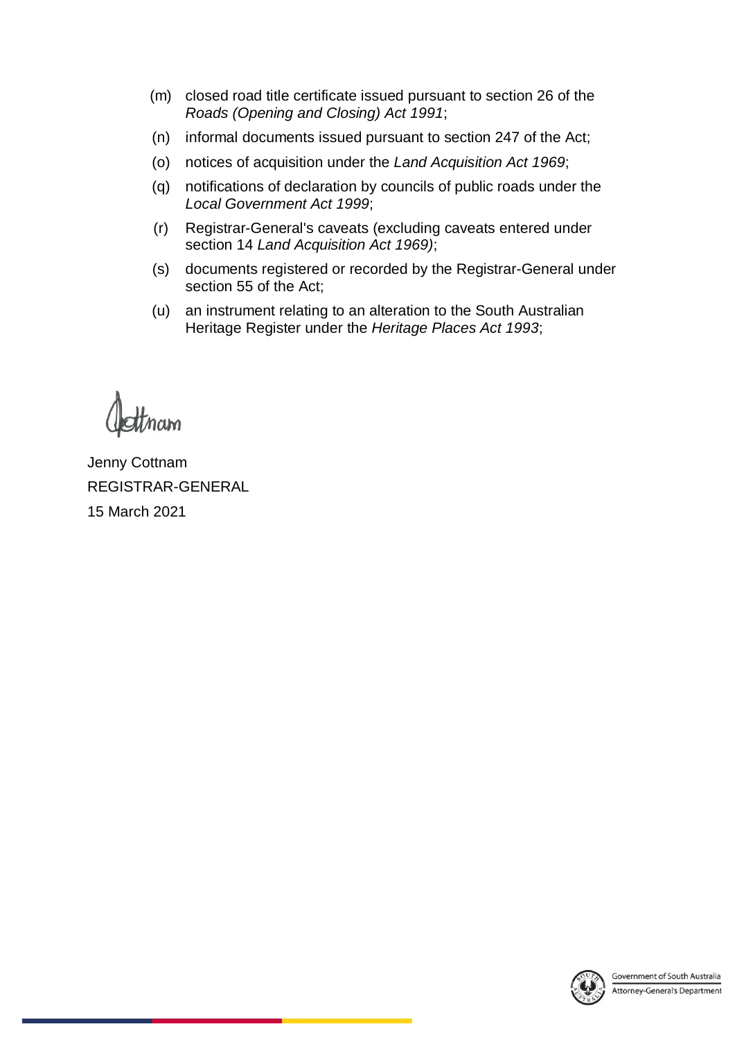(m) closed road title certificate issued pursuant to section 26 of the *Roads (Opening and Closing) Act 1991*;

(n) informal documents issued pursuant to section 247 of the Act;

(o) notices of acquisition under the *Land Acquisition Act 1969*;

(q) notifications of declaration by councils of public roads under the *Local Government Act 1999*;

(r) Registrar-General's caveats (excluding caveats entered under section 14 *Land Acquisition Act 1969)*;

(s) documents registered or recorded by the Registrar-General under section 55 of the Act;

(u) an instrument relating to an alteration to the South Australian Heritage Register under the *Heritage Places Act 1993*;

Jenny Cottnam
REGISTRAR-GENERAL
15 March 2021

Government of South Australia
Attorney-General's Department